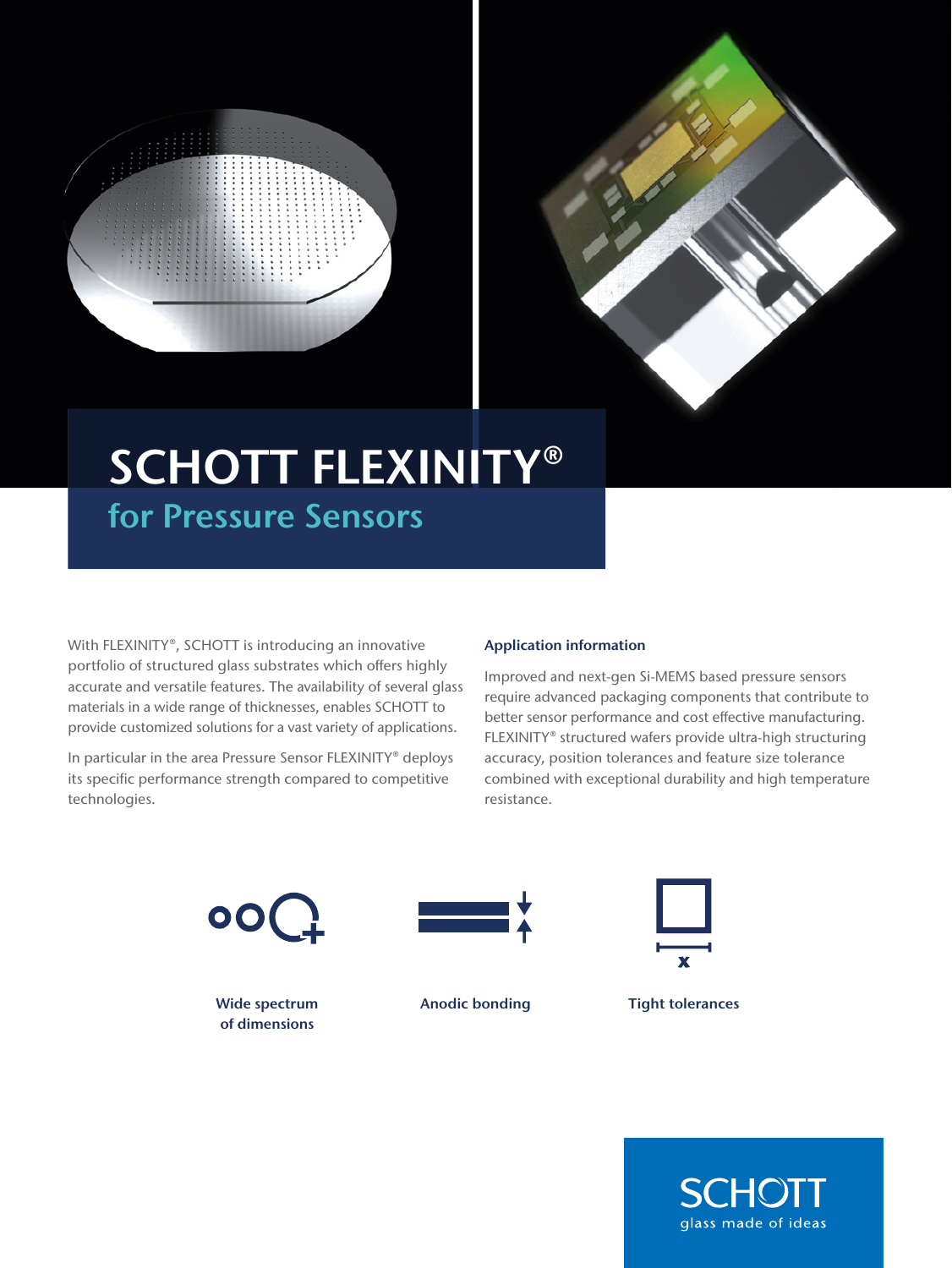# SCHOTT FLEXINITY®

## for Pressure Sensors

With FLEXINITY®, SCHOTT is introducing an innovative portfolio of structured glass substrates which offers highly accurate and versatile features. The availability of several glass materials in a wide range of thicknesses, enables SCHOTT to provide customized solutions for a vast variety of applications.

In particular in the area Pressure Sensor FLEXINITY® deploys its specific performance strength compared to competitive technologies.

### Application information

Improved and next-gen Si-MEMS based pressure sensors require advanced packaging components that contribute to better sensor performance and cost effective manufacturing. FLEXINITY® structured wafers provide ultra-high structuring accuracy, position tolerances and feature size tolerance combined with exceptional durability and high temperature resistance.

**Wide spectrum of dimensions**

**Anodic bonding**

**Tight tolerances**

SCHOTT
glass made of ideas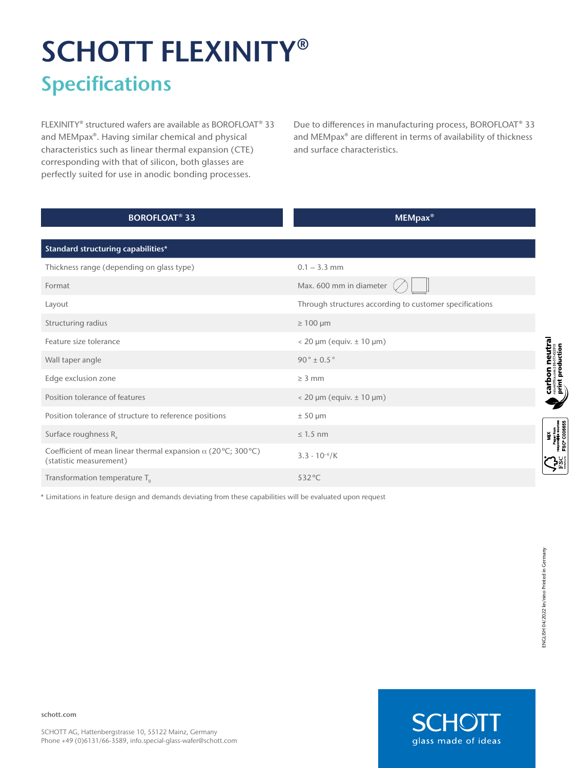# SCHOTT FLEXINITY®

## Specifications

FLEXINITY® structured wafers are available as BOROFLOAT® 33 and MEMpax®. Having similar chemical and physical characteristics such as linear thermal expansion (CTE) corresponding with that of silicon, both glasses are perfectly suited for use in anodic bonding processes.

Due to differences in manufacturing process, BOROFLOAT® 33 and MEMpax® are different in terms of availability of thickness and surface characteristics.

| BOROFLOAT® 33 | MEMpax® |
|---|---|
| **Standard structuring capabilities*** | |
| Thickness range (depending on glass type) | 0.1 – 3.3 mm |
| Format | Max. 600 mm in diameter |
| Layout | Through structures according to customer specifications |
| Structuring radius | ≥ 100 µm |
| Feature size tolerance | < 20 µm (equiv. ± 10 µm) |
| Wall taper angle | 90 ° ± 0.5 ° |
| Edge exclusion zone | ≥ 3 mm |
| Position tolerance of features | < 20 µm (equiv. ± 10 µm) |
| Position tolerance of structure to reference positions | ± 50 µm |
| Surface roughness $R_a$ | ≤ 1.5 nm |
| Coefficient of mean linear thermal expansion α (20 °C; 300 °C) (statistic measurement) | $3.3 \cdot 10^{-6}$/K |
| Transformation temperature $T_g$ | 532 °C |

* Limitations in feature design and demands deviating from these capabilities will be evaluated upon request

ENGLISH 04/2022 kn/nino Printed in Germany

**schott.com**

SCHOTT AG, Hattenbergstrasse 10, 55122 Mainz, Germany
Phone +49 (0)6131/66-3589, info.special-glass-wafer@schott.com

SCHOTT
glass made of ideas